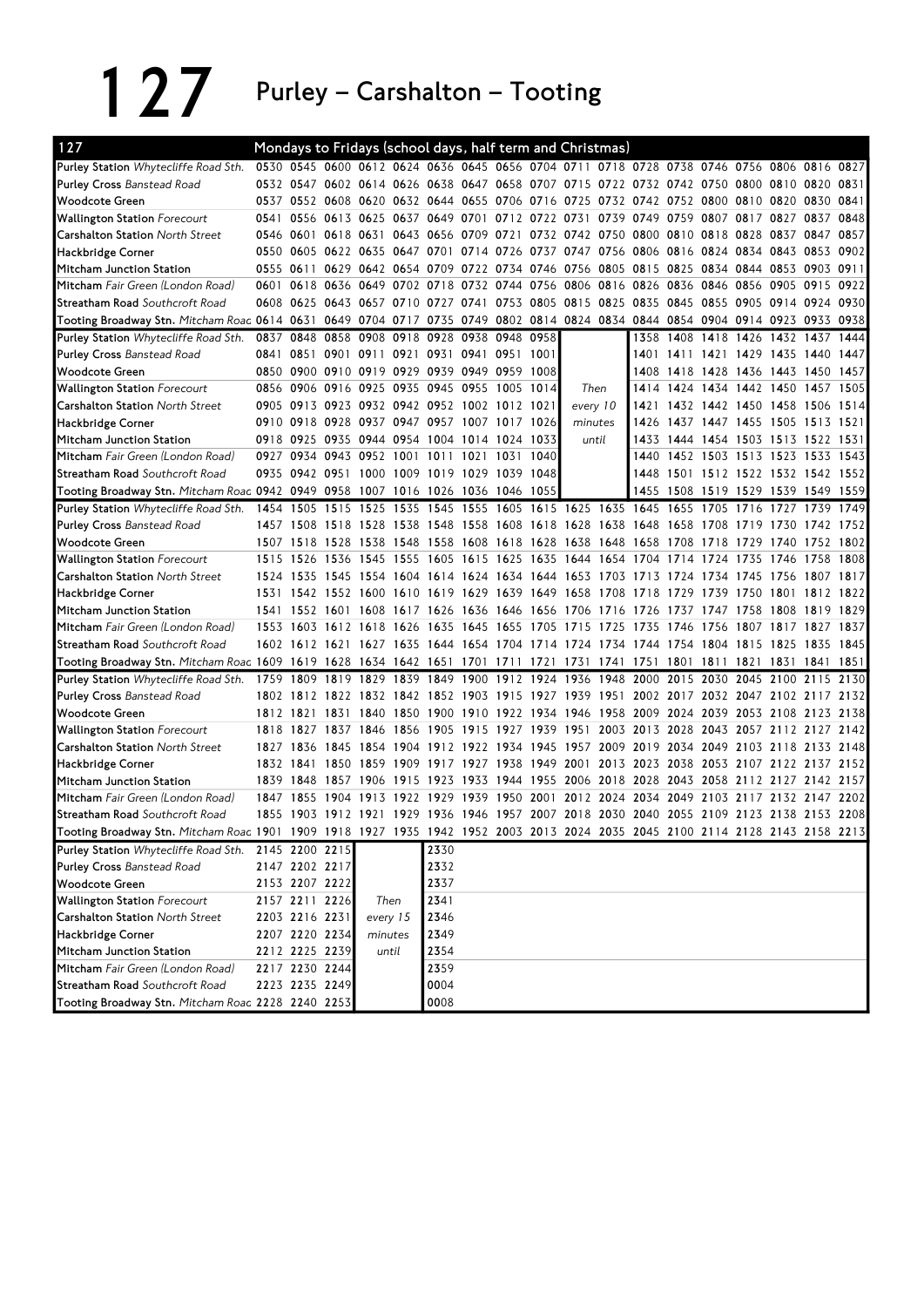# 127 Purley – Carshalton – Tooting

## Mondays to Fridays (school days, half term and Christmas)

| 127 | | | | | | | | | | | | | | | | | | |
|---|---|---|---|---|---|---|---|---|---|---|---|---|---|---|---|---|---|---|
| Purley Station *Whytecliffe Road Sth.* | 0530 | 0545 | 0600 | 0612 | 0624 | 0636 | 0645 | 0656 | 0704 | 0711 | 0718 | 0728 | 0738 | 0746 | 0756 | 0806 | 0816 | 0827 |
| Purley Cross *Banstead Road* | 0532 | 0547 | 0602 | 0614 | 0626 | 0638 | 0647 | 0658 | 0707 | 0715 | 0722 | 0732 | 0742 | 0750 | 0800 | 0810 | 0820 | 0831 |
| Woodcote Green | 0537 | 0552 | 0608 | 0620 | 0632 | 0644 | 0655 | 0706 | 0716 | 0725 | 0732 | 0742 | 0752 | 0800 | 0810 | 0820 | 0830 | 0841 |
| Wallington Station *Forecourt* | 0541 | 0556 | 0613 | 0625 | 0637 | 0649 | 0701 | 0712 | 0722 | 0731 | 0739 | 0749 | 0759 | 0807 | 0817 | 0827 | 0837 | 0848 |
| Carshalton Station *North Street* | 0546 | 0601 | 0618 | 0631 | 0643 | 0656 | 0709 | 0721 | 0732 | 0742 | 0750 | 0800 | 0810 | 0818 | 0828 | 0837 | 0847 | 0857 |
| Hackbridge Corner | 0550 | 0605 | 0622 | 0635 | 0647 | 0701 | 0714 | 0726 | 0737 | 0747 | 0756 | 0806 | 0816 | 0824 | 0834 | 0843 | 0853 | 0902 |
| Mitcham Junction Station | 0555 | 0611 | 0629 | 0642 | 0654 | 0709 | 0722 | 0734 | 0746 | 0756 | 0805 | 0815 | 0825 | 0834 | 0844 | 0853 | 0903 | 0911 |
| Mitcham *Fair Green (London Road)* | 0601 | 0618 | 0636 | 0649 | 0702 | 0718 | 0732 | 0744 | 0756 | 0806 | 0816 | 0826 | 0836 | 0846 | 0856 | 0905 | 0915 | 0922 |
| Streatham Road *Southcroft Road* | 0608 | 0625 | 0643 | 0657 | 0710 | 0727 | 0741 | 0753 | 0805 | 0815 | 0825 | 0835 | 0845 | 0855 | 0905 | 0914 | 0924 | 0930 |
| Tooting Broadway Stn. *Mitcham Road* | 0614 | 0631 | 0649 | 0704 | 0717 | 0735 | 0749 | 0802 | 0814 | 0824 | 0834 | 0844 | 0854 | 0904 | 0914 | 0923 | 0933 | 0938 |
| Purley Station *Whytecliffe Road Sth.* | 0837 | 0848 | 0858 | 0908 | 0918 | 0928 | 0938 | 0948 | 0958 | | | 1358 | 1408 | 1418 | 1426 | 1432 | 1437 | 1444 |
| Purley Cross *Banstead Road* | 0841 | 0851 | 0901 | 0911 | 0921 | 0931 | 0941 | 0951 | 1001 | | | 1401 | 1411 | 1421 | 1429 | 1435 | 1440 | 1447 |
| Woodcote Green | 0850 | 0900 | 0910 | 0919 | 0929 | 0939 | 0949 | 0959 | 1008 | | | 1408 | 1418 | 1428 | 1436 | 1443 | 1450 | 1457 |
| Wallington Station *Forecourt* | 0856 | 0906 | 0916 | 0925 | 0935 | 0945 | 0955 | 1005 | 1014 | Then | | 1414 | 1424 | 1434 | 1442 | 1450 | 1457 | 1505 |
| Carshalton Station *North Street* | 0905 | 0913 | 0923 | 0932 | 0942 | 0952 | 1002 | 1012 | 1021 | every 10 | | 1421 | 1432 | 1442 | 1450 | 1458 | 1506 | 1514 |
| Hackbridge Corner | 0910 | 0918 | 0928 | 0937 | 0947 | 0957 | 1007 | 1017 | 1026 | minutes | | 1426 | 1437 | 1447 | 1455 | 1505 | 1513 | 1521 |
| Mitcham Junction Station | 0918 | 0925 | 0935 | 0944 | 0954 | 1004 | 1014 | 1024 | 1033 | until | | 1433 | 1444 | 1454 | 1503 | 1513 | 1522 | 1531 |
| Mitcham *Fair Green (London Road)* | 0927 | 0934 | 0943 | 0952 | 1001 | 1011 | 1021 | 1031 | 1040 | | | 1440 | 1452 | 1503 | 1513 | 1523 | 1533 | 1543 |
| Streatham Road *Southcroft Road* | 0935 | 0942 | 0951 | 1000 | 1009 | 1019 | 1029 | 1039 | 1048 | | | 1448 | 1501 | 1512 | 1522 | 1532 | 1542 | 1552 |
| Tooting Broadway Stn. *Mitcham Road* | 0942 | 0949 | 0958 | 1007 | 1016 | 1026 | 1036 | 1046 | 1055 | | | 1455 | 1508 | 1519 | 1529 | 1539 | 1549 | 1559 |
| Purley Station *Whytecliffe Road Sth.* | 1454 | 1505 | 1515 | 1525 | 1535 | 1545 | 1555 | 1605 | 1615 | 1625 | 1635 | 1645 | 1655 | 1705 | 1716 | 1727 | 1739 | 1749 |
| Purley Cross *Banstead Road* | 1457 | 1508 | 1518 | 1528 | 1538 | 1548 | 1558 | 1608 | 1618 | 1628 | 1638 | 1648 | 1658 | 1708 | 1719 | 1730 | 1742 | 1752 |
| Woodcote Green | 1507 | 1518 | 1528 | 1538 | 1548 | 1558 | 1608 | 1618 | 1628 | 1638 | 1648 | 1658 | 1708 | 1718 | 1729 | 1740 | 1752 | 1802 |
| Wallington Station *Forecourt* | 1515 | 1526 | 1536 | 1545 | 1555 | 1605 | 1615 | 1625 | 1635 | 1644 | 1654 | 1704 | 1714 | 1724 | 1735 | 1746 | 1758 | 1808 |
| Carshalton Station *North Street* | 1524 | 1535 | 1545 | 1554 | 1604 | 1614 | 1624 | 1634 | 1644 | 1653 | 1703 | 1713 | 1724 | 1734 | 1745 | 1756 | 1807 | 1817 |
| Hackbridge Corner | 1531 | 1542 | 1552 | 1600 | 1610 | 1619 | 1629 | 1639 | 1649 | 1658 | 1708 | 1718 | 1729 | 1739 | 1750 | 1801 | 1812 | 1822 |
| Mitcham Junction Station | 1541 | 1552 | 1601 | 1608 | 1617 | 1626 | 1636 | 1646 | 1656 | 1706 | 1716 | 1726 | 1737 | 1747 | 1758 | 1808 | 1819 | 1829 |
| Mitcham *Fair Green (London Road)* | 1553 | 1603 | 1612 | 1618 | 1626 | 1635 | 1645 | 1655 | 1705 | 1715 | 1725 | 1735 | 1746 | 1756 | 1807 | 1817 | 1827 | 1837 |
| Streatham Road *Southcroft Road* | 1602 | 1612 | 1621 | 1627 | 1635 | 1644 | 1654 | 1704 | 1714 | 1724 | 1734 | 1744 | 1754 | 1804 | 1815 | 1825 | 1835 | 1845 |
| Tooting Broadway Stn. *Mitcham Road* | 1609 | 1619 | 1628 | 1634 | 1642 | 1651 | 1701 | 1711 | 1721 | 1731 | 1741 | 1751 | 1801 | 1811 | 1821 | 1831 | 1841 | 1851 |
| Purley Station *Whytecliffe Road Sth.* | 1759 | 1809 | 1819 | 1829 | 1839 | 1849 | 1900 | 1912 | 1924 | 1936 | 1948 | 2000 | 2015 | 2030 | 2045 | 2100 | 2115 | 2130 |
| Purley Cross *Banstead Road* | 1802 | 1812 | 1822 | 1832 | 1842 | 1852 | 1903 | 1915 | 1927 | 1939 | 1951 | 2002 | 2017 | 2032 | 2047 | 2102 | 2117 | 2132 |
| Woodcote Green | 1812 | 1821 | 1831 | 1840 | 1850 | 1900 | 1910 | 1922 | 1934 | 1946 | 1958 | 2009 | 2024 | 2039 | 2053 | 2108 | 2123 | 2138 |
| Wallington Station *Forecourt* | 1818 | 1827 | 1837 | 1846 | 1856 | 1905 | 1915 | 1927 | 1939 | 1951 | 2003 | 2013 | 2028 | 2043 | 2057 | 2112 | 2127 | 2142 |
| Carshalton Station *North Street* | 1827 | 1836 | 1845 | 1854 | 1904 | 1912 | 1922 | 1934 | 1945 | 1957 | 2009 | 2019 | 2034 | 2049 | 2103 | 2118 | 2133 | 2148 |
| Hackbridge Corner | 1832 | 1841 | 1850 | 1859 | 1909 | 1917 | 1927 | 1938 | 1949 | 2001 | 2013 | 2023 | 2038 | 2053 | 2107 | 2122 | 2137 | 2152 |
| Mitcham Junction Station | 1839 | 1848 | 1857 | 1906 | 1915 | 1923 | 1933 | 1944 | 1955 | 2006 | 2018 | 2028 | 2043 | 2058 | 2112 | 2127 | 2142 | 2157 |
| Mitcham *Fair Green (London Road)* | 1847 | 1855 | 1904 | 1913 | 1922 | 1929 | 1939 | 1950 | 2001 | 2012 | 2024 | 2034 | 2049 | 2103 | 2117 | 2132 | 2147 | 2202 |
| Streatham Road *Southcroft Road* | 1855 | 1903 | 1912 | 1921 | 1929 | 1936 | 1946 | 1957 | 2007 | 2018 | 2030 | 2040 | 2055 | 2109 | 2123 | 2138 | 2153 | 2208 |
| Tooting Broadway Stn. *Mitcham Road* | 1901 | 1909 | 1918 | 1927 | 1935 | 1942 | 1952 | 2003 | 2013 | 2024 | 2035 | 2045 | 2100 | 2114 | 2128 | 2143 | 2158 | 2213 |
| Purley Station *Whytecliffe Road Sth.* | 2145 | 2200 | 2215 | | | 2330 | | | | | | | | | | | | |
| Purley Cross *Banstead Road* | 2147 | 2202 | 2217 | | | 2332 | | | | | | | | | | | | |
| Woodcote Green | 2153 | 2207 | 2222 | | | 2337 | | | | | | | | | | | | |
| Wallington Station *Forecourt* | 2157 | 2211 | 2226 | Then | | 2341 | | | | | | | | | | | | |
| Carshalton Station *North Street* | 2203 | 2216 | 2231 | every 15 | | 2346 | | | | | | | | | | | | |
| Hackbridge Corner | 2207 | 2220 | 2234 | minutes | | 2349 | | | | | | | | | | | | |
| Mitcham Junction Station | 2212 | 2225 | 2239 | until | | 2354 | | | | | | | | | | | | |
| Mitcham *Fair Green (London Road)* | 2217 | 2230 | 2244 | | | 2359 | | | | | | | | | | | | |
| Streatham Road *Southcroft Road* | 2223 | 2235 | 2249 | | | 0004 | | | | | | | | | | | | |
| Tooting Broadway Stn. *Mitcham Road* | 2228 | 2240 | 2253 | | | 0008 | | | | | | | | | | | | |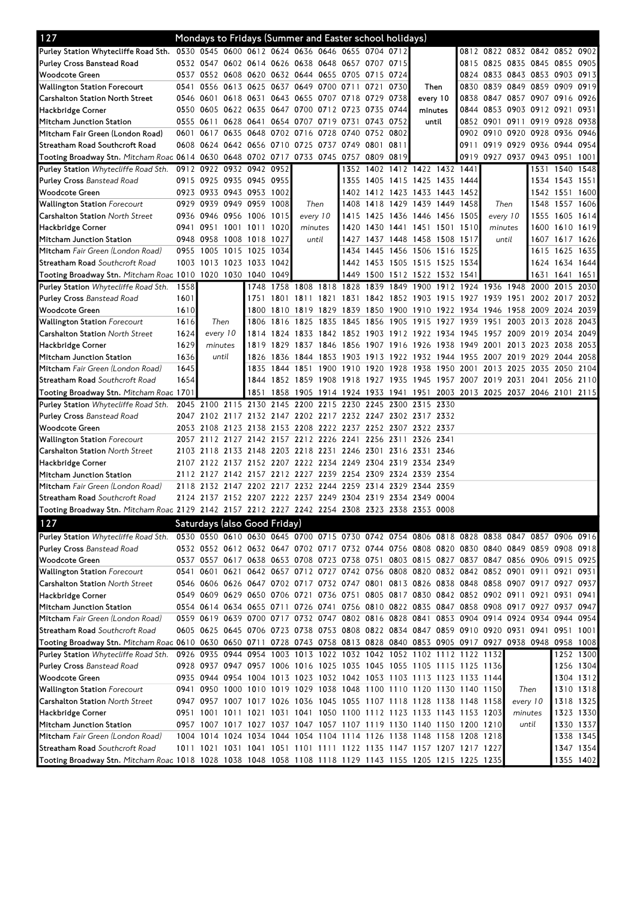## 127 Mondays to Fridays (Summer and Easter school holidays)

| Stop | | | | | | | | | | | | | | | | | |
|---|---|---|---|---|---|---|---|---|---|---|---|---|---|---|---|---|---|
| Purley Station Whytecliffe Road Sth. | 0530 | 0545 | 0600 | 0612 | 0624 | 0636 | 0646 | 0655 | 0704 | 0712 | | 0812 | 0822 | 0832 | 0842 | 0852 | 0902 |
| Purley Cross Banstead Road | 0532 | 0547 | 0602 | 0614 | 0626 | 0638 | 0648 | 0657 | 0707 | 0715 | | 0815 | 0825 | 0835 | 0845 | 0855 | 0905 |
| Woodcote Green | 0537 | 0552 | 0608 | 0620 | 0632 | 0644 | 0655 | 0705 | 0715 | 0724 | | 0824 | 0833 | 0843 | 0853 | 0903 | 0913 |
| Wallington Station Forecourt | 0541 | 0556 | 0613 | 0625 | 0637 | 0649 | 0700 | 0711 | 0721 | 0730 | Then | 0830 | 0839 | 0849 | 0859 | 0909 | 0919 |
| Carshalton Station North Street | 0546 | 0601 | 0618 | 0631 | 0643 | 0655 | 0707 | 0718 | 0729 | 0738 | every 10 | 0838 | 0847 | 0857 | 0907 | 0916 | 0926 |
| Hackbridge Corner | 0550 | 0605 | 0622 | 0635 | 0647 | 0700 | 0712 | 0723 | 0735 | 0744 | minutes | 0844 | 0853 | 0903 | 0912 | 0921 | 0931 |
| Mitcham Junction Station | 0555 | 0611 | 0628 | 0641 | 0654 | 0707 | 0719 | 0731 | 0743 | 0752 | until | 0852 | 0901 | 0911 | 0919 | 0928 | 0938 |
| Mitcham Fair Green (London Road) | 0601 | 0617 | 0635 | 0648 | 0702 | 0716 | 0728 | 0740 | 0752 | 0802 | | 0902 | 0910 | 0920 | 0928 | 0936 | 0946 |
| Streatham Road Southcroft Road | 0608 | 0624 | 0642 | 0656 | 0710 | 0725 | 0737 | 0749 | 0801 | 0811 | | 0911 | 0919 | 0929 | 0936 | 0944 | 0954 |
| Tooting Broadway Stn. Mitcham Road | 0614 | 0630 | 0648 | 0702 | 0717 | 0733 | 0745 | 0757 | 0809 | 0819 | | 0919 | 0927 | 0937 | 0943 | 0951 | 1001 |

| Stop | | | | | | | | | | | | | | | | |
|---|---|---|---|---|---|---|---|---|---|---|---|---|---|---|---|---|
| Purley Station Whytecliffe Road Sth. | 0912 | 0922 | 0932 | 0942 | 0952 | | 1352 | 1402 | 1412 | 1422 | 1432 | 1441 | | 1531 | 1540 | 1548 |
| Purley Cross Banstead Road | 0915 | 0925 | 0935 | 0945 | 0955 | | 1355 | 1405 | 1415 | 1425 | 1435 | 1444 | | 1534 | 1543 | 1551 |
| Woodcote Green | 0923 | 0933 | 0943 | 0953 | 1002 | | 1402 | 1412 | 1423 | 1433 | 1443 | 1452 | | 1542 | 1551 | 1600 |
| Wallington Station Forecourt | 0929 | 0939 | 0949 | 0959 | 1008 | Then | 1408 | 1418 | 1429 | 1439 | 1449 | 1458 | Then | 1548 | 1557 | 1606 |
| Carshalton Station North Street | 0936 | 0946 | 0956 | 1006 | 1015 | every 10 | 1415 | 1425 | 1436 | 1446 | 1456 | 1505 | every 10 | 1555 | 1605 | 1614 |
| Hackbridge Corner | 0941 | 0951 | 1001 | 1011 | 1020 | minutes | 1420 | 1430 | 1441 | 1451 | 1501 | 1510 | minutes | 1600 | 1610 | 1619 |
| Mitcham Junction Station | 0948 | 0958 | 1008 | 1018 | 1027 | until | 1427 | 1437 | 1448 | 1458 | 1508 | 1517 | until | 1607 | 1617 | 1626 |
| Mitcham Fair Green (London Road) | 0955 | 1005 | 1015 | 1025 | 1034 | | 1434 | 1445 | 1456 | 1506 | 1516 | 1525 | | 1615 | 1625 | 1635 |
| Streatham Road Southcroft Road | 1003 | 1013 | 1023 | 1033 | 1042 | | 1442 | 1453 | 1505 | 1515 | 1525 | 1534 | | 1624 | 1634 | 1644 |
| Tooting Broadway Stn. Mitcham Road | 1010 | 1020 | 1030 | 1040 | 1049 | | 1449 | 1500 | 1512 | 1522 | 1532 | 1541 | | 1631 | 1641 | 1651 |

| Stop | | | | | | | | | | | | | | | | | |
|---|---|---|---|---|---|---|---|---|---|---|---|---|---|---|---|---|---|
| Purley Station Whytecliffe Road Sth. | 1558 | | 1748 | 1758 | 1808 | 1818 | 1828 | 1839 | 1849 | 1900 | 1912 | 1924 | 1936 | 1948 | 2000 | 2015 | 2030 |
| Purley Cross Banstead Road | 1601 | | 1751 | 1801 | 1811 | 1821 | 1831 | 1842 | 1852 | 1903 | 1915 | 1927 | 1939 | 1951 | 2002 | 2017 | 2032 |
| Woodcote Green | 1610 | | 1800 | 1810 | 1819 | 1829 | 1839 | 1850 | 1900 | 1910 | 1922 | 1934 | 1946 | 1958 | 2009 | 2024 | 2039 |
| Wallington Station Forecourt | 1616 | Then | 1806 | 1816 | 1825 | 1835 | 1845 | 1856 | 1905 | 1915 | 1927 | 1939 | 1951 | 2003 | 2013 | 2028 | 2043 |
| Carshalton Station North Street | 1624 | every 10 | 1814 | 1824 | 1833 | 1842 | 1852 | 1903 | 1912 | 1922 | 1934 | 1945 | 1957 | 2009 | 2019 | 2034 | 2049 |
| Hackbridge Corner | 1629 | minutes | 1819 | 1829 | 1837 | 1846 | 1856 | 1907 | 1916 | 1926 | 1938 | 1949 | 2001 | 2013 | 2023 | 2038 | 2053 |
| Mitcham Junction Station | 1636 | until | 1826 | 1836 | 1844 | 1853 | 1903 | 1913 | 1922 | 1932 | 1944 | 1955 | 2007 | 2019 | 2029 | 2044 | 2058 |
| Mitcham Fair Green (London Road) | 1645 | | 1835 | 1844 | 1851 | 1900 | 1910 | 1920 | 1928 | 1938 | 1950 | 2001 | 2013 | 2025 | 2035 | 2050 | 2104 |
| Streatham Road Southcroft Road | 1654 | | 1844 | 1852 | 1859 | 1908 | 1918 | 1927 | 1935 | 1945 | 1957 | 2007 | 2019 | 2031 | 2041 | 2056 | 2110 |
| Tooting Broadway Stn. Mitcham Road | 1701 | | 1851 | 1858 | 1905 | 1914 | 1924 | 1933 | 1941 | 1951 | 2003 | 2013 | 2025 | 2037 | 2046 | 2101 | 2115 |

| Stop | | | | | | | | | | | | |
|---|---|---|---|---|---|---|---|---|---|---|---|---|
| Purley Station Whytecliffe Road Sth. | 2045 | 2100 | 2115 | 2130 | 2145 | 2200 | 2215 | 2230 | 2245 | 2300 | 2315 | 2330 |
| Purley Cross Banstead Road | 2047 | 2102 | 2117 | 2132 | 2147 | 2202 | 2217 | 2232 | 2247 | 2302 | 2317 | 2332 |
| Woodcote Green | 2053 | 2108 | 2123 | 2138 | 2153 | 2208 | 2222 | 2237 | 2252 | 2307 | 2322 | 2337 |
| Wallington Station Forecourt | 2057 | 2112 | 2127 | 2142 | 2157 | 2212 | 2226 | 2241 | 2256 | 2311 | 2326 | 2341 |
| Carshalton Station North Street | 2103 | 2118 | 2133 | 2148 | 2203 | 2218 | 2231 | 2246 | 2301 | 2316 | 2331 | 2346 |
| Hackbridge Corner | 2107 | 2122 | 2137 | 2152 | 2207 | 2222 | 2234 | 2249 | 2304 | 2319 | 2334 | 2349 |
| Mitcham Junction Station | 2112 | 2127 | 2142 | 2157 | 2212 | 2227 | 2239 | 2254 | 2309 | 2324 | 2339 | 2354 |
| Mitcham Fair Green (London Road) | 2118 | 2132 | 2147 | 2202 | 2217 | 2232 | 2244 | 2259 | 2314 | 2329 | 2344 | 2359 |
| Streatham Road Southcroft Road | 2124 | 2137 | 2152 | 2207 | 2222 | 2237 | 2249 | 2304 | 2319 | 2334 | 2349 | 0004 |
| Tooting Broadway Stn. Mitcham Road | 2129 | 2142 | 2157 | 2212 | 2227 | 2242 | 2254 | 2308 | 2323 | 2338 | 2353 | 0008 |

## 127 Saturdays (also Good Friday)

| Stop | | | | | | | | | | | | | | | | | | |
|---|---|---|---|---|---|---|---|---|---|---|---|---|---|---|---|---|---|---|
| Purley Station Whytecliffe Road Sth. | 0530 | 0550 | 0610 | 0630 | 0645 | 0700 | 0715 | 0730 | 0742 | 0754 | 0806 | 0818 | 0828 | 0838 | 0847 | 0857 | 0906 | 0916 |
| Purley Cross Banstead Road | 0532 | 0552 | 0612 | 0632 | 0647 | 0702 | 0717 | 0732 | 0744 | 0756 | 0808 | 0820 | 0830 | 0840 | 0849 | 0859 | 0908 | 0918 |
| Woodcote Green | 0537 | 0557 | 0617 | 0638 | 0653 | 0708 | 0723 | 0738 | 0751 | 0803 | 0815 | 0827 | 0837 | 0847 | 0856 | 0906 | 0915 | 0925 |
| Wallington Station Forecourt | 0541 | 0601 | 0621 | 0642 | 0657 | 0712 | 0727 | 0742 | 0756 | 0808 | 0820 | 0832 | 0842 | 0852 | 0901 | 0911 | 0921 | 0931 |
| Carshalton Station North Street | 0546 | 0606 | 0626 | 0647 | 0702 | 0717 | 0732 | 0747 | 0801 | 0813 | 0826 | 0838 | 0848 | 0858 | 0907 | 0917 | 0927 | 0937 |
| Hackbridge Corner | 0549 | 0609 | 0629 | 0650 | 0706 | 0721 | 0736 | 0751 | 0805 | 0817 | 0830 | 0842 | 0852 | 0902 | 0911 | 0921 | 0931 | 0941 |
| Mitcham Junction Station | 0554 | 0614 | 0634 | 0655 | 0711 | 0726 | 0741 | 0756 | 0810 | 0822 | 0835 | 0847 | 0858 | 0908 | 0917 | 0927 | 0937 | 0947 |
| Mitcham Fair Green (London Road) | 0559 | 0619 | 0639 | 0700 | 0717 | 0732 | 0747 | 0802 | 0816 | 0828 | 0841 | 0853 | 0904 | 0914 | 0924 | 0934 | 0944 | 0954 |
| Streatham Road Southcroft Road | 0605 | 0625 | 0645 | 0706 | 0723 | 0738 | 0753 | 0808 | 0822 | 0834 | 0847 | 0859 | 0910 | 0920 | 0931 | 0941 | 0951 | 1001 |
| Tooting Broadway Stn. Mitcham Road | 0610 | 0630 | 0650 | 0711 | 0728 | 0743 | 0758 | 0813 | 0828 | 0840 | 0853 | 0905 | 0917 | 0927 | 0938 | 0948 | 0958 | 1008 |

| Stop | | | | | | | | | | | | | | | | | |
|---|---|---|---|---|---|---|---|---|---|---|---|---|---|---|---|---|---|
| Purley Station Whytecliffe Road Sth. | 0926 | 0935 | 0944 | 0954 | 1003 | 1013 | 1022 | 1032 | 1042 | 1052 | 1102 | 1112 | 1122 | 1132 | | 1252 | 1300 |
| Purley Cross Banstead Road | 0928 | 0937 | 0947 | 0957 | 1006 | 1016 | 1025 | 1035 | 1045 | 1055 | 1105 | 1115 | 1125 | 1136 | | 1256 | 1304 |
| Woodcote Green | 0935 | 0944 | 0954 | 1004 | 1013 | 1023 | 1032 | 1042 | 1053 | 1103 | 1113 | 1123 | 1133 | 1144 | | 1304 | 1312 |
| Wallington Station Forecourt | 0941 | 0950 | 1000 | 1010 | 1019 | 1029 | 1038 | 1048 | 1100 | 1110 | 1120 | 1130 | 1140 | 1150 | Then | 1310 | 1318 |
| Carshalton Station North Street | 0947 | 0957 | 1007 | 1017 | 1026 | 1036 | 1045 | 1055 | 1107 | 1118 | 1128 | 1138 | 1148 | 1158 | every 10 | 1318 | 1325 |
| Hackbridge Corner | 0951 | 1001 | 1011 | 1021 | 1031 | 1041 | 1050 | 1100 | 1112 | 1123 | 1133 | 1143 | 1153 | 1203 | minutes | 1323 | 1330 |
| Mitcham Junction Station | 0957 | 1007 | 1017 | 1027 | 1037 | 1047 | 1057 | 1107 | 1119 | 1130 | 1140 | 1150 | 1200 | 1210 | until | 1330 | 1337 |
| Mitcham Fair Green (London Road) | 1004 | 1014 | 1024 | 1034 | 1044 | 1054 | 1104 | 1114 | 1126 | 1138 | 1148 | 1158 | 1208 | 1218 | | 1338 | 1345 |
| Streatham Road Southcroft Road | 1011 | 1021 | 1031 | 1041 | 1051 | 1101 | 1111 | 1122 | 1135 | 1147 | 1157 | 1207 | 1217 | 1227 | | 1347 | 1354 |
| Tooting Broadway Stn. Mitcham Road | 1018 | 1028 | 1038 | 1048 | 1058 | 1108 | 1118 | 1129 | 1143 | 1155 | 1205 | 1215 | 1225 | 1235 | | 1355 | 1402 |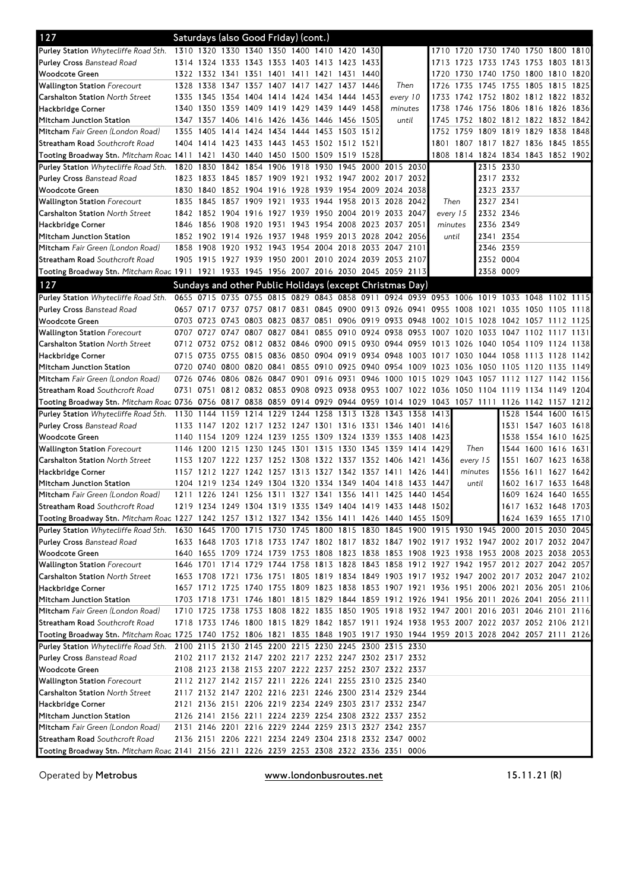## 127 Saturdays (also Good Friday) (cont.)

| Stop | | | | | | | | | | | | | | | | | |
|---|---|---|---|---|---|---|---|---|---|---|---|---|---|---|---|---|---|
| Purley Station *Whytecliffe Road Sth.* | 1310 | 1320 | 1330 | 1340 | 1350 | 1400 | 1410 | 1420 | 1430 | | 1710 | 1720 | 1730 | 1740 | 1750 | 1800 | 1810 |
| Purley Cross *Banstead Road* | 1314 | 1324 | 1333 | 1343 | 1353 | 1403 | 1413 | 1423 | 1433 | | 1713 | 1723 | 1733 | 1743 | 1753 | 1803 | 1813 |
| Woodcote Green | 1322 | 1332 | 1341 | 1351 | 1401 | 1411 | 1421 | 1431 | 1440 | | 1720 | 1730 | 1740 | 1750 | 1800 | 1810 | 1820 |
| Wallington Station *Forecourt* | 1328 | 1338 | 1347 | 1357 | 1407 | 1417 | 1427 | 1437 | 1446 | Then | 1726 | 1735 | 1745 | 1755 | 1805 | 1815 | 1825 |
| Carshalton Station *North Street* | 1335 | 1345 | 1354 | 1404 | 1414 | 1424 | 1434 | 1444 | 1453 | every 10 | 1733 | 1742 | 1752 | 1802 | 1812 | 1822 | 1832 |
| Hackbridge Corner | 1340 | 1350 | 1359 | 1409 | 1419 | 1429 | 1439 | 1449 | 1458 | minutes | 1738 | 1746 | 1756 | 1806 | 1816 | 1826 | 1836 |
| Mitcham Junction Station | 1347 | 1357 | 1406 | 1416 | 1426 | 1436 | 1446 | 1456 | 1505 | until | 1745 | 1752 | 1802 | 1812 | 1822 | 1832 | 1842 |
| Mitcham *Fair Green (London Road)* | 1355 | 1405 | 1414 | 1424 | 1434 | 1444 | 1453 | 1503 | 1512 | | 1752 | 1759 | 1809 | 1819 | 1829 | 1838 | 1848 |
| Streatham Road *Southcroft Road* | 1404 | 1414 | 1423 | 1433 | 1443 | 1453 | 1502 | 1512 | 1521 | | 1801 | 1807 | 1817 | 1827 | 1836 | 1845 | 1855 |
| Tooting Broadway Stn. *Mitcham Road* | 1411 | 1421 | 1430 | 1440 | 1450 | 1500 | 1509 | 1519 | 1528 | | 1808 | 1814 | 1824 | 1834 | 1843 | 1852 | 1902 |

| Stop | | | | | | | | | | | | | | |
|---|---|---|---|---|---|---|---|---|---|---|---|---|---|---|
| Purley Station *Whytecliffe Road Sth.* | 1820 | 1830 | 1842 | 1854 | 1906 | 1918 | 1930 | 1945 | 2000 | 2015 | 2030 | | 2315 | 2330 |
| Purley Cross *Banstead Road* | 1823 | 1833 | 1845 | 1857 | 1909 | 1921 | 1932 | 1947 | 2002 | 2017 | 2032 | | 2317 | 2332 |
| Woodcote Green | 1830 | 1840 | 1852 | 1904 | 1916 | 1928 | 1939 | 1954 | 2009 | 2024 | 2038 | | 2323 | 2337 |
| Wallington Station *Forecourt* | 1835 | 1845 | 1857 | 1909 | 1921 | 1933 | 1944 | 1958 | 2013 | 2028 | 2042 | Then | 2327 | 2341 |
| Carshalton Station *North Street* | 1842 | 1852 | 1904 | 1916 | 1927 | 1939 | 1950 | 2004 | 2019 | 2033 | 2047 | every 15 | 2332 | 2346 |
| Hackbridge Corner | 1846 | 1856 | 1908 | 1920 | 1931 | 1943 | 1954 | 2008 | 2023 | 2037 | 2051 | minutes | 2336 | 2349 |
| Mitcham Junction Station | 1852 | 1902 | 1914 | 1926 | 1937 | 1948 | 1959 | 2013 | 2028 | 2042 | 2056 | until | 2341 | 2354 |
| Mitcham *Fair Green (London Road)* | 1858 | 1908 | 1920 | 1932 | 1943 | 1954 | 2004 | 2018 | 2033 | 2047 | 2101 | | 2346 | 2359 |
| Streatham Road *Southcroft Road* | 1905 | 1915 | 1927 | 1939 | 1950 | 2001 | 2010 | 2024 | 2039 | 2053 | 2107 | | 2352 | 0004 |
| Tooting Broadway Stn. *Mitcham Road* | 1911 | 1921 | 1933 | 1945 | 1956 | 2007 | 2016 | 2030 | 2045 | 2059 | 2113 | | 2358 | 0009 |

## 127 Sundays and other Public Holidays (except Christmas Day)

| Stop | | | | | | | | | | | | | | | | | | |
|---|---|---|---|---|---|---|---|---|---|---|---|---|---|---|---|---|---|---|
| Purley Station *Whytecliffe Road Sth.* | 0655 | 0715 | 0735 | 0755 | 0815 | 0829 | 0843 | 0858 | 0911 | 0924 | 0939 | 0953 | 1006 | 1019 | 1033 | 1048 | 1102 | 1115 |
| Purley Cross *Banstead Road* | 0657 | 0717 | 0737 | 0757 | 0817 | 0831 | 0845 | 0900 | 0913 | 0926 | 0941 | 0955 | 1008 | 1021 | 1035 | 1050 | 1105 | 1118 |
| Woodcote Green | 0703 | 0723 | 0743 | 0803 | 0823 | 0837 | 0851 | 0906 | 0919 | 0933 | 0948 | 1002 | 1015 | 1028 | 1042 | 1057 | 1112 | 1125 |
| Wallington Station *Forecourt* | 0707 | 0727 | 0747 | 0807 | 0827 | 0841 | 0855 | 0910 | 0924 | 0938 | 0953 | 1007 | 1020 | 1033 | 1047 | 1102 | 1117 | 1131 |
| Carshalton Station *North Street* | 0712 | 0732 | 0752 | 0812 | 0832 | 0846 | 0900 | 0915 | 0930 | 0944 | 0959 | 1013 | 1026 | 1040 | 1054 | 1109 | 1124 | 1138 |
| Hackbridge Corner | 0715 | 0735 | 0755 | 0815 | 0836 | 0850 | 0904 | 0919 | 0934 | 0948 | 1003 | 1017 | 1030 | 1044 | 1058 | 1113 | 1128 | 1142 |
| Mitcham Junction Station | 0720 | 0740 | 0800 | 0820 | 0841 | 0855 | 0910 | 0925 | 0940 | 0954 | 1009 | 1023 | 1036 | 1050 | 1105 | 1120 | 1135 | 1149 |
| Mitcham *Fair Green (London Road)* | 0726 | 0746 | 0806 | 0826 | 0847 | 0901 | 0916 | 0931 | 0946 | 1000 | 1015 | 1029 | 1043 | 1057 | 1112 | 1127 | 1142 | 1156 |
| Streatham Road *Southcroft Road* | 0731 | 0751 | 0812 | 0832 | 0853 | 0908 | 0923 | 0938 | 0953 | 1007 | 1022 | 1036 | 1050 | 1104 | 1119 | 1134 | 1149 | 1204 |
| Tooting Broadway Stn. *Mitcham Road* | 0736 | 0756 | 0817 | 0838 | 0859 | 0914 | 0929 | 0944 | 0959 | 1014 | 1029 | 1043 | 1057 | 1111 | 1126 | 1142 | 1157 | 1212 |

| Stop | | | | | | | | | | | | | | | | | |
|---|---|---|---|---|---|---|---|---|---|---|---|---|---|---|---|---|---|
| Purley Station *Whytecliffe Road Sth.* | 1130 | 1144 | 1159 | 1214 | 1229 | 1244 | 1258 | 1313 | 1328 | 1343 | 1358 | 1413 | | 1528 | 1544 | 1600 | 1615 |
| Purley Cross *Banstead Road* | 1133 | 1147 | 1202 | 1217 | 1232 | 1247 | 1301 | 1316 | 1331 | 1346 | 1401 | 1416 | | 1531 | 1547 | 1603 | 1618 |
| Woodcote Green | 1140 | 1154 | 1209 | 1224 | 1239 | 1255 | 1309 | 1324 | 1339 | 1353 | 1408 | 1423 | | 1538 | 1554 | 1610 | 1625 |
| Wallington Station *Forecourt* | 1146 | 1200 | 1215 | 1230 | 1245 | 1301 | 1315 | 1330 | 1345 | 1359 | 1414 | 1429 | Then | 1544 | 1600 | 1616 | 1631 |
| Carshalton Station *North Street* | 1153 | 1207 | 1222 | 1237 | 1252 | 1308 | 1322 | 1337 | 1352 | 1406 | 1421 | 1436 | every 15 | 1551 | 1607 | 1623 | 1638 |
| Hackbridge Corner | 1157 | 1212 | 1227 | 1242 | 1257 | 1313 | 1327 | 1342 | 1357 | 1411 | 1426 | 1441 | minutes | 1556 | 1611 | 1627 | 1642 |
| Mitcham Junction Station | 1204 | 1219 | 1234 | 1249 | 1304 | 1320 | 1334 | 1349 | 1404 | 1418 | 1433 | 1447 | until | 1602 | 1617 | 1633 | 1648 |
| Mitcham *Fair Green (London Road)* | 1211 | 1226 | 1241 | 1256 | 1311 | 1327 | 1341 | 1356 | 1411 | 1425 | 1440 | 1454 | | 1609 | 1624 | 1640 | 1655 |
| Streatham Road *Southcroft Road* | 1219 | 1234 | 1249 | 1304 | 1319 | 1335 | 1349 | 1404 | 1419 | 1433 | 1448 | 1502 | | 1617 | 1632 | 1648 | 1703 |
| Tooting Broadway Stn. *Mitcham Road* | 1227 | 1242 | 1257 | 1312 | 1327 | 1342 | 1356 | 1411 | 1426 | 1440 | 1455 | 1509 | | 1624 | 1639 | 1655 | 1710 |

| Stop | | | | | | | | | | | | | | | | | | |
|---|---|---|---|---|---|---|---|---|---|---|---|---|---|---|---|---|---|---|
| Purley Station *Whytecliffe Road Sth.* | 1630 | 1645 | 1700 | 1715 | 1730 | 1745 | 1800 | 1815 | 1830 | 1845 | 1900 | 1915 | 1930 | 1945 | 2000 | 2015 | 2030 | 2045 |
| Purley Cross *Banstead Road* | 1633 | 1648 | 1703 | 1718 | 1733 | 1747 | 1802 | 1817 | 1832 | 1847 | 1902 | 1917 | 1932 | 1947 | 2002 | 2017 | 2032 | 2047 |
| Woodcote Green | 1640 | 1655 | 1709 | 1724 | 1739 | 1753 | 1808 | 1823 | 1838 | 1853 | 1908 | 1923 | 1938 | 1953 | 2008 | 2023 | 2038 | 2053 |
| Wallington Station *Forecourt* | 1646 | 1701 | 1714 | 1729 | 1744 | 1758 | 1813 | 1828 | 1843 | 1858 | 1912 | 1927 | 1942 | 1957 | 2012 | 2027 | 2042 | 2057 |
| Carshalton Station *North Street* | 1653 | 1708 | 1721 | 1736 | 1751 | 1805 | 1819 | 1834 | 1849 | 1903 | 1917 | 1932 | 1947 | 2002 | 2017 | 2032 | 2047 | 2102 |
| Hackbridge Corner | 1657 | 1712 | 1725 | 1740 | 1755 | 1809 | 1823 | 1838 | 1853 | 1907 | 1921 | 1936 | 1951 | 2006 | 2021 | 2036 | 2051 | 2106 |
| Mitcham Junction Station | 1703 | 1718 | 1731 | 1746 | 1801 | 1815 | 1829 | 1844 | 1859 | 1912 | 1926 | 1941 | 1956 | 2011 | 2026 | 2041 | 2056 | 2111 |
| Mitcham *Fair Green (London Road)* | 1710 | 1725 | 1738 | 1753 | 1808 | 1822 | 1835 | 1850 | 1905 | 1918 | 1932 | 1947 | 2001 | 2016 | 2031 | 2046 | 2101 | 2116 |
| Streatham Road *Southcroft Road* | 1718 | 1733 | 1746 | 1800 | 1815 | 1829 | 1842 | 1857 | 1911 | 1924 | 1938 | 1953 | 2007 | 2022 | 2037 | 2052 | 2106 | 2121 |
| Tooting Broadway Stn. *Mitcham Road* | 1725 | 1740 | 1752 | 1806 | 1821 | 1835 | 1848 | 1903 | 1917 | 1930 | 1944 | 1959 | 2013 | 2028 | 2042 | 2057 | 2111 | 2126 |

| Stop | | | | | | | | | | | |
|---|---|---|---|---|---|---|---|---|---|---|---|
| Purley Station *Whytecliffe Road Sth.* | 2100 | 2115 | 2130 | 2145 | 2200 | 2215 | 2230 | 2245 | 2300 | 2315 | 2330 |
| Purley Cross *Banstead Road* | 2102 | 2117 | 2132 | 2147 | 2202 | 2217 | 2232 | 2247 | 2302 | 2317 | 2332 |
| Woodcote Green | 2108 | 2123 | 2138 | 2153 | 2207 | 2222 | 2237 | 2252 | 2307 | 2322 | 2337 |
| Wallington Station *Forecourt* | 2112 | 2127 | 2142 | 2157 | 2211 | 2226 | 2241 | 2255 | 2310 | 2325 | 2340 |
| Carshalton Station *North Street* | 2117 | 2132 | 2147 | 2202 | 2216 | 2231 | 2246 | 2300 | 2314 | 2329 | 2344 |
| Hackbridge Corner | 2121 | 2136 | 2151 | 2206 | 2219 | 2234 | 2249 | 2303 | 2317 | 2332 | 2347 |
| Mitcham Junction Station | 2126 | 2141 | 2156 | 2211 | 2224 | 2239 | 2254 | 2308 | 2322 | 2337 | 2352 |
| Mitcham *Fair Green (London Road)* | 2131 | 2146 | 2201 | 2216 | 2229 | 2244 | 2259 | 2313 | 2327 | 2342 | 2357 |
| Streatham Road *Southcroft Road* | 2136 | 2151 | 2206 | 2221 | 2234 | 2249 | 2304 | 2318 | 2332 | 2347 | 0002 |
| Tooting Broadway Stn. *Mitcham Road* | 2141 | 2156 | 2211 | 2226 | 2239 | 2253 | 2308 | 2322 | 2336 | 2351 | 0006 |

Operated by **Metrobus** www.londonbusroutes.net 15.11.21 (R)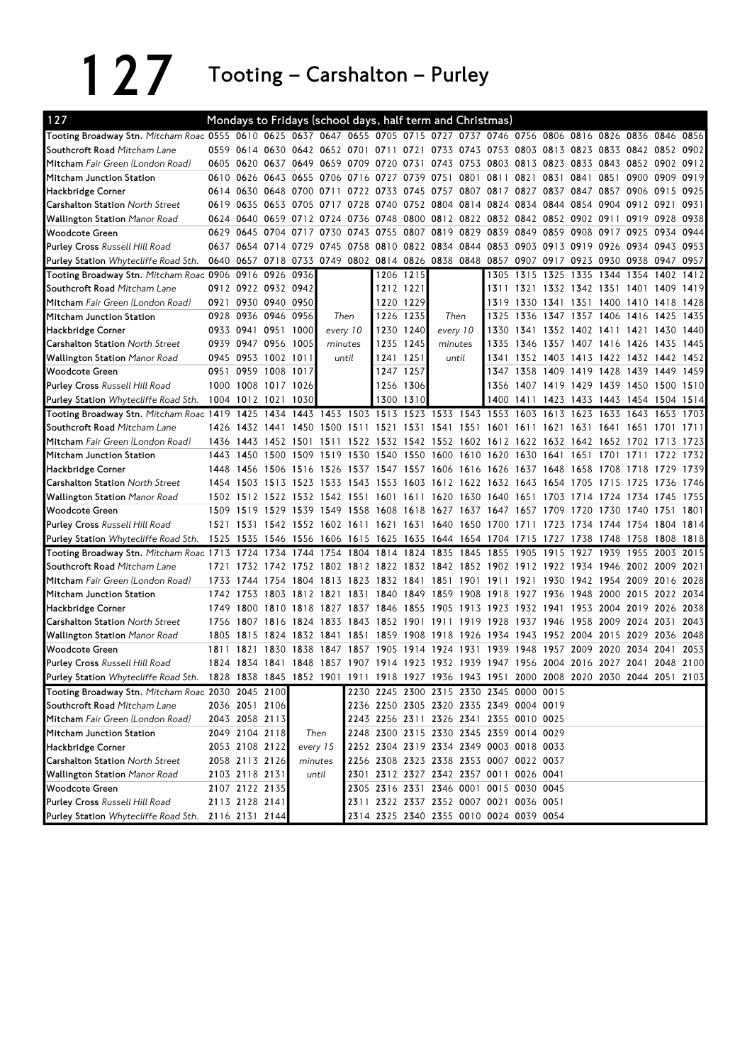# 127 Tooting – Carshalton – Purley

## 127 Mondays to Fridays (school days, half term and Christmas)

| Stop | | | | | | | | | | | | | | | | | | |
|---|---|---|---|---|---|---|---|---|---|---|---|---|---|---|---|---|---|---|
| Tooting Broadway Stn. *Mitcham Road* | 0555 | 0610 | 0625 | 0637 | 0647 | 0655 | 0705 | 0715 | 0727 | 0737 | 0746 | 0756 | 0806 | 0816 | 0826 | 0836 | 0846 | 0856 |
| Southcroft Road *Mitcham Lane* | 0559 | 0614 | 0630 | 0642 | 0652 | 0701 | 0711 | 0721 | 0733 | 0743 | 0753 | 0803 | 0813 | 0823 | 0833 | 0842 | 0852 | 0902 |
| Mitcham *Fair Green (London Road)* | 0605 | 0620 | 0637 | 0649 | 0659 | 0709 | 0720 | 0731 | 0743 | 0753 | 0803 | 0813 | 0823 | 0833 | 0843 | 0852 | 0902 | 0912 |
| Mitcham Junction Station | 0610 | 0626 | 0643 | 0655 | 0706 | 0716 | 0727 | 0739 | 0751 | 0801 | 0811 | 0821 | 0831 | 0841 | 0851 | 0900 | 0909 | 0919 |
| Hackbridge Corner | 0614 | 0630 | 0648 | 0700 | 0711 | 0722 | 0733 | 0745 | 0757 | 0807 | 0817 | 0827 | 0837 | 0847 | 0857 | 0906 | 0915 | 0925 |
| Carshalton Station *North Street* | 0619 | 0635 | 0653 | 0705 | 0717 | 0728 | 0740 | 0752 | 0804 | 0814 | 0824 | 0834 | 0844 | 0854 | 0904 | 0912 | 0921 | 0931 |
| Wallington Station *Manor Road* | 0624 | 0640 | 0659 | 0712 | 0724 | 0736 | 0748 | 0800 | 0812 | 0822 | 0832 | 0842 | 0852 | 0902 | 0911 | 0919 | 0928 | 0938 |
| Woodcote Green | 0629 | 0645 | 0704 | 0717 | 0730 | 0743 | 0755 | 0807 | 0819 | 0829 | 0839 | 0849 | 0859 | 0908 | 0917 | 0925 | 0934 | 0944 |
| Purley Cross *Russell Hill Road* | 0637 | 0654 | 0714 | 0729 | 0745 | 0758 | 0810 | 0822 | 0834 | 0844 | 0853 | 0903 | 0913 | 0919 | 0926 | 0934 | 0943 | 0953 |
| Purley Station *Whytecliffe Road Sth.* | 0640 | 0657 | 0718 | 0733 | 0749 | 0802 | 0814 | 0826 | 0838 | 0848 | 0857 | 0907 | 0917 | 0923 | 0930 | 0938 | 0947 | 0957 |

| Stop | | | | | | | | | | | | | | | | | |
|---|---|---|---|---|---|---|---|---|---|---|---|---|---|---|---|---|---|
| Tooting Broadway Stn. *Mitcham Road* | 0906 | 0916 | 0926 | 0936 | Then every 10 minutes until | 1206 | 1215 | Then every 10 minutes until | 1305 | 1315 | 1325 | 1335 | 1344 | 1354 | 1402 | 1412 |
| Southcroft Road *Mitcham Lane* | 0912 | 0922 | 0932 | 0942 | | 1212 | 1221 | | 1311 | 1321 | 1332 | 1342 | 1351 | 1401 | 1409 | 1419 |
| Mitcham *Fair Green (London Road)* | 0921 | 0930 | 0940 | 0950 | | 1220 | 1229 | | 1319 | 1330 | 1341 | 1351 | 1400 | 1410 | 1418 | 1428 |
| Mitcham Junction Station | 0928 | 0936 | 0946 | 0956 | | 1226 | 1235 | | 1325 | 1336 | 1347 | 1357 | 1406 | 1416 | 1425 | 1435 |
| Hackbridge Corner | 0933 | 0941 | 0951 | 1000 | | 1230 | 1240 | | 1330 | 1341 | 1352 | 1402 | 1411 | 1421 | 1430 | 1440 |
| Carshalton Station *North Street* | 0939 | 0947 | 0956 | 1005 | | 1235 | 1245 | | 1335 | 1346 | 1357 | 1407 | 1416 | 1426 | 1435 | 1445 |
| Wallington Station *Manor Road* | 0945 | 0953 | 1002 | 1011 | | 1241 | 1251 | | 1341 | 1352 | 1403 | 1413 | 1422 | 1432 | 1442 | 1452 |
| Woodcote Green | 0951 | 0959 | 1008 | 1017 | | 1247 | 1257 | | 1347 | 1358 | 1409 | 1419 | 1428 | 1439 | 1449 | 1459 |
| Purley Cross *Russell Hill Road* | 1000 | 1008 | 1017 | 1026 | | 1256 | 1306 | | 1356 | 1407 | 1419 | 1429 | 1439 | 1450 | 1500 | 1510 |
| Purley Station *Whytecliffe Road Sth.* | 1004 | 1012 | 1021 | 1030 | | 1300 | 1310 | | 1400 | 1411 | 1423 | 1433 | 1443 | 1454 | 1504 | 1514 |

| Stop | | | | | | | | | | | | | | | | | | |
|---|---|---|---|---|---|---|---|---|---|---|---|---|---|---|---|---|---|---|
| Tooting Broadway Stn. *Mitcham Road* | 1419 | 1425 | 1434 | 1443 | 1453 | 1503 | 1513 | 1523 | 1533 | 1543 | 1553 | 1603 | 1613 | 1623 | 1633 | 1643 | 1653 | 1703 |
| Southcroft Road *Mitcham Lane* | 1426 | 1432 | 1441 | 1450 | 1500 | 1511 | 1521 | 1531 | 1541 | 1551 | 1601 | 1611 | 1621 | 1631 | 1641 | 1651 | 1701 | 1711 |
| Mitcham *Fair Green (London Road)* | 1436 | 1443 | 1452 | 1501 | 1511 | 1522 | 1532 | 1542 | 1552 | 1602 | 1612 | 1622 | 1632 | 1642 | 1652 | 1702 | 1713 | 1723 |
| Mitcham Junction Station | 1443 | 1450 | 1500 | 1509 | 1519 | 1530 | 1540 | 1550 | 1600 | 1610 | 1620 | 1630 | 1641 | 1651 | 1701 | 1711 | 1722 | 1732 |
| Hackbridge Corner | 1448 | 1456 | 1506 | 1516 | 1526 | 1537 | 1547 | 1557 | 1606 | 1616 | 1626 | 1637 | 1648 | 1658 | 1708 | 1718 | 1729 | 1739 |
| Carshalton Station *North Street* | 1454 | 1503 | 1513 | 1523 | 1533 | 1543 | 1553 | 1603 | 1612 | 1622 | 1632 | 1643 | 1654 | 1705 | 1715 | 1725 | 1736 | 1746 |
| Wallington Station *Manor Road* | 1502 | 1512 | 1522 | 1532 | 1542 | 1551 | 1601 | 1611 | 1620 | 1630 | 1640 | 1651 | 1703 | 1714 | 1724 | 1734 | 1745 | 1755 |
| Woodcote Green | 1509 | 1519 | 1529 | 1539 | 1549 | 1558 | 1608 | 1618 | 1627 | 1637 | 1647 | 1657 | 1709 | 1720 | 1730 | 1740 | 1751 | 1801 |
| Purley Cross *Russell Hill Road* | 1521 | 1531 | 1542 | 1552 | 1602 | 1611 | 1621 | 1631 | 1640 | 1650 | 1700 | 1711 | 1723 | 1734 | 1744 | 1754 | 1804 | 1814 |
| Purley Station *Whytecliffe Road Sth.* | 1525 | 1535 | 1546 | 1556 | 1606 | 1615 | 1625 | 1635 | 1644 | 1654 | 1704 | 1715 | 1727 | 1738 | 1748 | 1758 | 1808 | 1818 |

| Stop | | | | | | | | | | | | | | | | | | |
|---|---|---|---|---|---|---|---|---|---|---|---|---|---|---|---|---|---|---|
| Tooting Broadway Stn. *Mitcham Road* | 1713 | 1724 | 1734 | 1744 | 1754 | 1804 | 1814 | 1824 | 1835 | 1845 | 1855 | 1905 | 1915 | 1927 | 1939 | 1955 | 2003 | 2015 |
| Southcroft Road *Mitcham Lane* | 1721 | 1732 | 1742 | 1752 | 1802 | 1812 | 1822 | 1832 | 1842 | 1852 | 1902 | 1912 | 1922 | 1934 | 1946 | 2002 | 2009 | 2021 |
| Mitcham *Fair Green (London Road)* | 1733 | 1744 | 1754 | 1804 | 1813 | 1823 | 1832 | 1841 | 1851 | 1901 | 1911 | 1921 | 1930 | 1942 | 1954 | 2009 | 2016 | 2028 |
| Mitcham Junction Station | 1742 | 1753 | 1803 | 1812 | 1821 | 1831 | 1840 | 1849 | 1859 | 1908 | 1918 | 1927 | 1936 | 1948 | 2000 | 2015 | 2022 | 2034 |
| Hackbridge Corner | 1749 | 1800 | 1810 | 1818 | 1827 | 1837 | 1846 | 1855 | 1905 | 1913 | 1923 | 1932 | 1941 | 1953 | 2004 | 2019 | 2026 | 2038 |
| Carshalton Station *North Street* | 1756 | 1807 | 1816 | 1824 | 1833 | 1843 | 1852 | 1901 | 1911 | 1919 | 1928 | 1937 | 1946 | 1958 | 2009 | 2024 | 2031 | 2043 |
| Wallington Station *Manor Road* | 1805 | 1815 | 1824 | 1832 | 1841 | 1851 | 1859 | 1908 | 1918 | 1926 | 1934 | 1943 | 1952 | 2004 | 2015 | 2029 | 2036 | 2048 |
| Woodcote Green | 1811 | 1821 | 1830 | 1838 | 1847 | 1857 | 1905 | 1914 | 1924 | 1931 | 1939 | 1948 | 1957 | 2009 | 2020 | 2034 | 2041 | 2053 |
| Purley Cross *Russell Hill Road* | 1824 | 1834 | 1841 | 1848 | 1857 | 1907 | 1914 | 1923 | 1932 | 1939 | 1947 | 1956 | 2004 | 2016 | 2027 | 2041 | 2048 | 2100 |
| Purley Station *Whytecliffe Road Sth.* | 1828 | 1838 | 1845 | 1852 | 1901 | 1911 | 1918 | 1927 | 1936 | 1943 | 1951 | 2000 | 2008 | 2020 | 2030 | 2044 | 2051 | 2103 |

| Stop | | | | | | | | | | | | |
|---|---|---|---|---|---|---|---|---|---|---|---|---|
| Tooting Broadway Stn. *Mitcham Road* | 2030 | 2045 | 2100 | Then every 15 minutes until | 2230 | 2245 | 2300 | 2315 | 2330 | 2345 | 0000 | 0015 |
| Southcroft Road *Mitcham Lane* | 2036 | 2051 | 2106 | | 2236 | 2250 | 2305 | 2320 | 2335 | 2349 | 0004 | 0019 |
| Mitcham *Fair Green (London Road)* | 2043 | 2058 | 2113 | | 2243 | 2256 | 2311 | 2326 | 2341 | 2355 | 0010 | 0025 |
| Mitcham Junction Station | 2049 | 2104 | 2118 | | 2248 | 2300 | 2315 | 2330 | 2345 | 2359 | 0014 | 0029 |
| Hackbridge Corner | 2053 | 2108 | 2122 | | 2252 | 2304 | 2319 | 2334 | 2349 | 0003 | 0018 | 0033 |
| Carshalton Station *North Street* | 2058 | 2113 | 2126 | | 2256 | 2308 | 2323 | 2338 | 2353 | 0007 | 0022 | 0037 |
| Wallington Station *Manor Road* | 2103 | 2118 | 2131 | | 2301 | 2312 | 2327 | 2342 | 2357 | 0011 | 0026 | 0041 |
| Woodcote Green | 2107 | 2122 | 2135 | | 2305 | 2316 | 2331 | 2346 | 0001 | 0015 | 0030 | 0045 |
| Purley Cross *Russell Hill Road* | 2113 | 2128 | 2141 | | 2311 | 2322 | 2337 | 2352 | 0007 | 0021 | 0036 | 0051 |
| Purley Station *Whytecliffe Road Sth.* | 2116 | 2131 | 2144 | | 2314 | 2325 | 2340 | 2355 | 0010 | 0024 | 0039 | 0054 |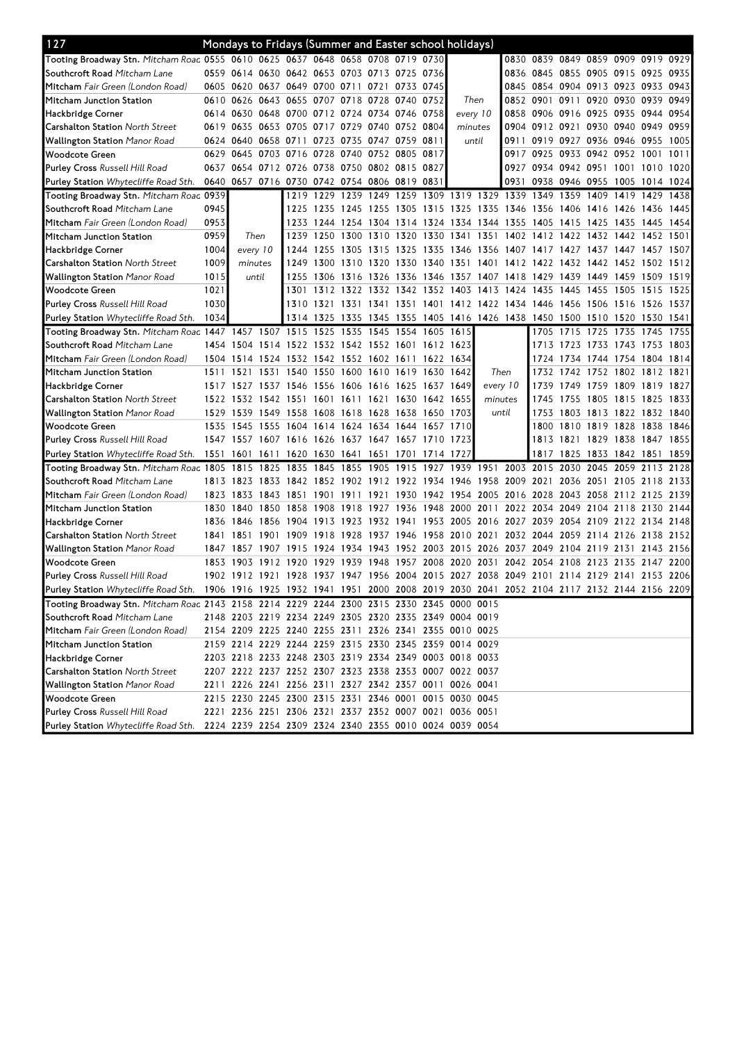## 127 Mondays to Fridays (Summer and Easter school holidays)

| Stop | | | | | | | | | | | | | | | | | |
|---|---|---|---|---|---|---|---|---|---|---|---|---|---|---|---|---|---|
| Tooting Broadway Stn. *Mitcham Road* | 0555 | 0610 | 0625 | 0637 | 0648 | 0658 | 0708 | 0719 | 0730 | | | 0830 | 0839 | 0849 | 0859 | 0909 | 0919 | 0929 |
| Southcroft Road *Mitcham Lane* | 0559 | 0614 | 0630 | 0642 | 0653 | 0703 | 0713 | 0725 | 0736 | | | 0836 | 0845 | 0855 | 0905 | 0915 | 0925 | 0935 |
| Mitcham *Fair Green (London Road)* | 0605 | 0620 | 0637 | 0649 | 0700 | 0711 | 0721 | 0733 | 0745 | | | 0845 | 0854 | 0904 | 0913 | 0923 | 0933 | 0943 |
| Mitcham Junction Station | 0610 | 0626 | 0643 | 0655 | 0707 | 0718 | 0728 | 0740 | 0752 | Then | | 0852 | 0901 | 0911 | 0920 | 0930 | 0939 | 0949 |
| Hackbridge Corner | 0614 | 0630 | 0648 | 0700 | 0712 | 0724 | 0734 | 0746 | 0758 | every 10 | | 0858 | 0906 | 0916 | 0925 | 0935 | 0944 | 0954 |
| Carshalton Station *North Street* | 0619 | 0635 | 0653 | 0705 | 0717 | 0729 | 0740 | 0752 | 0804 | minutes | | 0904 | 0912 | 0921 | 0930 | 0940 | 0949 | 0959 |
| Wallington Station *Manor Road* | 0624 | 0640 | 0658 | 0711 | 0723 | 0735 | 0747 | 0759 | 0811 | until | | 0911 | 0919 | 0927 | 0936 | 0946 | 0955 | 1005 |
| Woodcote Green | 0629 | 0645 | 0703 | 0716 | 0728 | 0740 | 0752 | 0805 | 0817 | | | 0917 | 0925 | 0933 | 0942 | 0952 | 1001 | 1011 |
| Purley Cross *Russell Hill Road* | 0637 | 0654 | 0712 | 0726 | 0738 | 0750 | 0802 | 0815 | 0827 | | | 0927 | 0934 | 0942 | 0951 | 1001 | 1010 | 1020 |
| Purley Station *Whytecliffe Road Sth.* | 0640 | 0657 | 0716 | 0730 | 0742 | 0754 | 0806 | 0819 | 0831 | | | 0931 | 0938 | 0946 | 0955 | 1005 | 1014 | 1024 |

| Stop | | | | | | | | | | | | | | | | | |
|---|---|---|---|---|---|---|---|---|---|---|---|---|---|---|---|---|---|
| Tooting Broadway Stn. *Mitcham Road* | 0939 | | 1219 | 1229 | 1239 | 1249 | 1259 | 1309 | 1319 | 1329 | 1339 | 1349 | 1359 | 1409 | 1419 | 1429 | 1438 |
| Southcroft Road *Mitcham Lane* | 0945 | | 1225 | 1235 | 1245 | 1255 | 1305 | 1315 | 1325 | 1335 | 1346 | 1356 | 1406 | 1416 | 1426 | 1436 | 1445 |
| Mitcham *Fair Green (London Road)* | 0953 | | 1233 | 1244 | 1254 | 1304 | 1314 | 1324 | 1334 | 1344 | 1355 | 1405 | 1415 | 1425 | 1435 | 1445 | 1454 |
| Mitcham Junction Station | 0959 | Then | 1239 | 1250 | 1300 | 1310 | 1320 | 1330 | 1341 | 1351 | 1402 | 1412 | 1422 | 1432 | 1442 | 1452 | 1501 |
| Hackbridge Corner | 1004 | every 10 | 1244 | 1255 | 1305 | 1315 | 1325 | 1335 | 1346 | 1356 | 1407 | 1417 | 1427 | 1437 | 1447 | 1457 | 1507 |
| Carshalton Station *North Street* | 1009 | minutes | 1249 | 1300 | 1310 | 1320 | 1330 | 1340 | 1351 | 1401 | 1412 | 1422 | 1432 | 1442 | 1452 | 1502 | 1512 |
| Wallington Station *Manor Road* | 1015 | until | 1255 | 1306 | 1316 | 1326 | 1336 | 1346 | 1357 | 1407 | 1418 | 1429 | 1439 | 1449 | 1459 | 1509 | 1519 |
| Woodcote Green | 1021 | | 1301 | 1312 | 1322 | 1332 | 1342 | 1352 | 1403 | 1413 | 1424 | 1435 | 1445 | 1455 | 1505 | 1515 | 1525 |
| Purley Cross *Russell Hill Road* | 1030 | | 1310 | 1321 | 1331 | 1341 | 1351 | 1401 | 1412 | 1422 | 1434 | 1446 | 1456 | 1506 | 1516 | 1526 | 1537 |
| Purley Station *Whytecliffe Road Sth.* | 1034 | | 1314 | 1325 | 1335 | 1345 | 1355 | 1405 | 1416 | 1426 | 1438 | 1450 | 1500 | 1510 | 1520 | 1530 | 1541 |

| Stop | | | | | | | | | | | | | | | | | |
|---|---|---|---|---|---|---|---|---|---|---|---|---|---|---|---|---|---|
| Tooting Broadway Stn. *Mitcham Road* | 1447 | 1457 | 1507 | 1515 | 1525 | 1535 | 1545 | 1554 | 1605 | 1615 | | 1705 | 1715 | 1725 | 1735 | 1745 | 1755 |
| Southcroft Road *Mitcham Lane* | 1454 | 1504 | 1514 | 1522 | 1532 | 1542 | 1552 | 1601 | 1612 | 1623 | | 1713 | 1723 | 1733 | 1743 | 1753 | 1803 |
| Mitcham *Fair Green (London Road)* | 1504 | 1514 | 1524 | 1532 | 1542 | 1552 | 1602 | 1611 | 1622 | 1634 | | 1724 | 1734 | 1744 | 1754 | 1804 | 1814 |
| Mitcham Junction Station | 1511 | 1521 | 1531 | 1540 | 1550 | 1600 | 1610 | 1619 | 1630 | 1642 | Then | 1732 | 1742 | 1752 | 1802 | 1812 | 1821 |
| Hackbridge Corner | 1517 | 1527 | 1537 | 1546 | 1556 | 1606 | 1616 | 1625 | 1637 | 1649 | every 10 | 1739 | 1749 | 1759 | 1809 | 1819 | 1827 |
| Carshalton Station *North Street* | 1522 | 1532 | 1542 | 1551 | 1601 | 1611 | 1621 | 1630 | 1642 | 1655 | minutes | 1745 | 1755 | 1805 | 1815 | 1825 | 1833 |
| Wallington Station *Manor Road* | 1529 | 1539 | 1549 | 1558 | 1608 | 1618 | 1628 | 1638 | 1650 | 1703 | until | 1753 | 1803 | 1813 | 1822 | 1832 | 1840 |
| Woodcote Green | 1535 | 1545 | 1555 | 1604 | 1614 | 1624 | 1634 | 1644 | 1657 | 1710 | | 1800 | 1810 | 1819 | 1828 | 1838 | 1846 |
| Purley Cross *Russell Hill Road* | 1547 | 1557 | 1607 | 1616 | 1626 | 1637 | 1647 | 1657 | 1710 | 1723 | | 1813 | 1821 | 1829 | 1838 | 1847 | 1855 |
| Purley Station *Whytecliffe Road Sth.* | 1551 | 1601 | 1611 | 1620 | 1630 | 1641 | 1651 | 1701 | 1714 | 1727 | | 1817 | 1825 | 1833 | 1842 | 1851 | 1859 |

| Stop | | | | | | | | | | | | | | | | | |
|---|---|---|---|---|---|---|---|---|---|---|---|---|---|---|---|---|---|
| Tooting Broadway Stn. *Mitcham Road* | 1805 | 1815 | 1825 | 1835 | 1845 | 1855 | 1905 | 1915 | 1927 | 1939 | 1951 | 2003 | 2015 | 2030 | 2045 | 2059 | 2113 | 2128 |
| Southcroft Road *Mitcham Lane* | 1813 | 1823 | 1833 | 1842 | 1852 | 1902 | 1912 | 1922 | 1934 | 1946 | 1958 | 2009 | 2021 | 2036 | 2051 | 2105 | 2118 | 2133 |
| Mitcham *Fair Green (London Road)* | 1823 | 1833 | 1843 | 1851 | 1901 | 1911 | 1921 | 1930 | 1942 | 1954 | 2005 | 2016 | 2028 | 2043 | 2058 | 2112 | 2125 | 2139 |
| Mitcham Junction Station | 1830 | 1840 | 1850 | 1858 | 1908 | 1918 | 1927 | 1936 | 1948 | 2000 | 2011 | 2022 | 2034 | 2049 | 2104 | 2118 | 2130 | 2144 |
| Hackbridge Corner | 1836 | 1846 | 1856 | 1904 | 1913 | 1923 | 1932 | 1941 | 1953 | 2005 | 2016 | 2027 | 2039 | 2054 | 2109 | 2122 | 2134 | 2148 |
| Carshalton Station *North Street* | 1841 | 1851 | 1901 | 1909 | 1918 | 1928 | 1937 | 1946 | 1958 | 2010 | 2021 | 2032 | 2044 | 2059 | 2114 | 2126 | 2138 | 2152 |
| Wallington Station *Manor Road* | 1847 | 1857 | 1907 | 1915 | 1924 | 1934 | 1943 | 1952 | 2003 | 2015 | 2026 | 2037 | 2049 | 2104 | 2119 | 2131 | 2143 | 2156 |
| Woodcote Green | 1853 | 1903 | 1912 | 1920 | 1929 | 1939 | 1948 | 1957 | 2008 | 2020 | 2031 | 2042 | 2054 | 2108 | 2123 | 2135 | 2147 | 2200 |
| Purley Cross *Russell Hill Road* | 1902 | 1912 | 1921 | 1928 | 1937 | 1947 | 1956 | 2004 | 2015 | 2027 | 2038 | 2049 | 2101 | 2114 | 2129 | 2141 | 2153 | 2206 |
| Purley Station *Whytecliffe Road Sth.* | 1906 | 1916 | 1925 | 1932 | 1941 | 1951 | 2000 | 2008 | 2019 | 2030 | 2041 | 2052 | 2104 | 2117 | 2132 | 2144 | 2156 | 2209 |

| Stop | | | | | | | | | | | |
|---|---|---|---|---|---|---|---|---|---|---|---|
| Tooting Broadway Stn. *Mitcham Road* | 2143 | 2158 | 2214 | 2229 | 2244 | 2300 | 2315 | 2330 | 2345 | 0000 | 0015 |
| Southcroft Road *Mitcham Lane* | 2148 | 2203 | 2219 | 2234 | 2249 | 2305 | 2320 | 2335 | 2349 | 0004 | 0019 |
| Mitcham *Fair Green (London Road)* | 2154 | 2209 | 2225 | 2240 | 2255 | 2311 | 2326 | 2341 | 2355 | 0010 | 0025 |
| Mitcham Junction Station | 2159 | 2214 | 2229 | 2244 | 2259 | 2315 | 2330 | 2345 | 2359 | 0014 | 0029 |
| Hackbridge Corner | 2203 | 2218 | 2233 | 2248 | 2303 | 2319 | 2334 | 2349 | 0003 | 0018 | 0033 |
| Carshalton Station *North Street* | 2207 | 2222 | 2237 | 2252 | 2307 | 2323 | 2338 | 2353 | 0007 | 0022 | 0037 |
| Wallington Station *Manor Road* | 2211 | 2226 | 2241 | 2256 | 2311 | 2327 | 2342 | 2357 | 0011 | 0026 | 0041 |
| Woodcote Green | 2215 | 2230 | 2245 | 2300 | 2315 | 2331 | 2346 | 0001 | 0015 | 0030 | 0045 |
| Purley Cross *Russell Hill Road* | 2221 | 2236 | 2251 | 2306 | 2321 | 2337 | 2352 | 0007 | 0021 | 0036 | 0051 |
| Purley Station *Whytecliffe Road Sth.* | 2224 | 2239 | 2254 | 2309 | 2324 | 2340 | 2355 | 0010 | 0024 | 0039 | 0054 |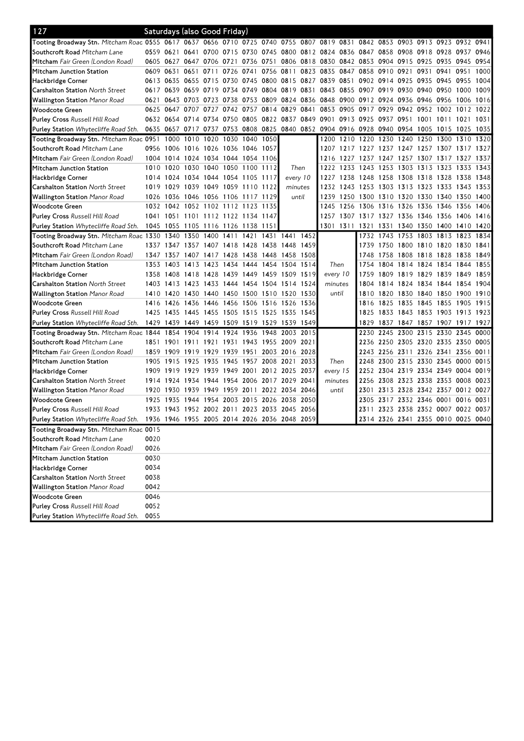# 127 Saturdays (also Good Friday)

| Stop | | | | | | | | | | | | | | | | | | |
|---|---|---|---|---|---|---|---|---|---|---|---|---|---|---|---|---|---|---|
| **Tooting Broadway Stn.** *Mitcham Road* | 0555 | 0617 | 0637 | 0656 | 0710 | 0725 | 0740 | 0755 | 0807 | 0819 | 0831 | 0842 | 0853 | 0903 | 0913 | 0923 | 0932 | 0941 |
| **Southcroft Road** *Mitcham Lane* | 0559 | 0621 | 0641 | 0700 | 0715 | 0730 | 0745 | 0800 | 0812 | 0824 | 0836 | 0847 | 0858 | 0908 | 0918 | 0928 | 0937 | 0946 |
| **Mitcham** *Fair Green (London Road)* | 0605 | 0627 | 0647 | 0706 | 0721 | 0736 | 0751 | 0806 | 0818 | 0830 | 0842 | 0853 | 0904 | 0915 | 0925 | 0935 | 0945 | 0954 |
| **Mitcham Junction Station** | 0609 | 0631 | 0651 | 0711 | 0726 | 0741 | 0756 | 0811 | 0823 | 0835 | 0847 | 0858 | 0910 | 0921 | 0931 | 0941 | 0951 | 1000 |
| **Hackbridge Corner** | 0613 | 0635 | 0655 | 0715 | 0730 | 0745 | 0800 | 0815 | 0827 | 0839 | 0851 | 0902 | 0914 | 0925 | 0935 | 0945 | 0955 | 1004 |
| **Carshalton Station** *North Street* | 0617 | 0639 | 0659 | 0719 | 0734 | 0749 | 0804 | 0819 | 0831 | 0843 | 0855 | 0907 | 0919 | 0930 | 0940 | 0950 | 1000 | 1009 |
| **Wallington Station** *Manor Road* | 0621 | 0643 | 0703 | 0723 | 0738 | 0753 | 0809 | 0824 | 0836 | 0848 | 0900 | 0912 | 0924 | 0936 | 0946 | 0956 | 1006 | 1016 |
| **Woodcote Green** | 0625 | 0647 | 0707 | 0727 | 0742 | 0757 | 0814 | 0829 | 0841 | 0853 | 0905 | 0917 | 0929 | 0942 | 0952 | 1002 | 1012 | 1022 |
| **Purley Cross** *Russell Hill Road* | 0632 | 0654 | 0714 | 0734 | 0750 | 0805 | 0822 | 0837 | 0849 | 0901 | 0913 | 0925 | 0937 | 0951 | 1001 | 1011 | 1021 | 1031 |
| **Purley Station** *Whytecliffe Road Sth.* | 0635 | 0657 | 0717 | 0737 | 0753 | 0808 | 0825 | 0840 | 0852 | 0904 | 0916 | 0928 | 0940 | 0954 | 1005 | 1015 | 1025 | 1035 |

| Stop | | | | | | | | | | | | | | | | | |
|---|---|---|---|---|---|---|---|---|---|---|---|---|---|---|---|---|---|
| **Tooting Broadway Stn.** *Mitcham Road* | 0951 | 1000 | 1010 | 1020 | 1030 | 1040 | 1050 | | 1200 | 1210 | 1220 | 1230 | 1240 | 1250 | 1300 | 1310 | 1320 |
| **Southcroft Road** *Mitcham Lane* | 0956 | 1006 | 1016 | 1026 | 1036 | 1046 | 1057 | | 1207 | 1217 | 1227 | 1237 | 1247 | 1257 | 1307 | 1317 | 1327 |
| **Mitcham** *Fair Green (London Road)* | 1004 | 1014 | 1024 | 1034 | 1044 | 1054 | 1106 | | 1216 | 1227 | 1237 | 1247 | 1257 | 1307 | 1317 | 1327 | 1337 |
| **Mitcham Junction Station** | 1010 | 1020 | 1030 | 1040 | 1050 | 1100 | 1112 | Then | 1222 | 1233 | 1243 | 1253 | 1303 | 1313 | 1323 | 1333 | 1343 |
| **Hackbridge Corner** | 1014 | 1024 | 1034 | 1044 | 1054 | 1105 | 1117 | every 10 | 1227 | 1238 | 1248 | 1258 | 1308 | 1318 | 1328 | 1338 | 1348 |
| **Carshalton Station** *North Street* | 1019 | 1029 | 1039 | 1049 | 1059 | 1110 | 1122 | minutes | 1232 | 1243 | 1253 | 1303 | 1313 | 1323 | 1333 | 1343 | 1353 |
| **Wallington Station** *Manor Road* | 1026 | 1036 | 1046 | 1056 | 1106 | 1117 | 1129 | until | 1239 | 1250 | 1300 | 1310 | 1320 | 1330 | 1340 | 1350 | 1400 |
| **Woodcote Green** | 1032 | 1042 | 1052 | 1102 | 1112 | 1123 | 1135 | | 1245 | 1256 | 1306 | 1316 | 1326 | 1336 | 1346 | 1356 | 1406 |
| **Purley Cross** *Russell Hill Road* | 1041 | 1051 | 1101 | 1112 | 1122 | 1134 | 1147 | | 1257 | 1307 | 1317 | 1327 | 1336 | 1346 | 1356 | 1406 | 1416 |
| **Purley Station** *Whytecliffe Road Sth.* | 1045 | 1055 | 1105 | 1116 | 1126 | 1138 | 1151 | | 1301 | 1311 | 1321 | 1331 | 1340 | 1350 | 1400 | 1410 | 1420 |

| Stop | | | | | | | | | | | | | | | | | |
|---|---|---|---|---|---|---|---|---|---|---|---|---|---|---|---|---|---|
| **Tooting Broadway Stn.** *Mitcham Road* | 1330 | 1340 | 1350 | 1400 | 1411 | 1421 | 1431 | 1441 | 1452 | | 1732 | 1743 | 1753 | 1803 | 1813 | 1823 | 1834 |
| **Southcroft Road** *Mitcham Lane* | 1337 | 1347 | 1357 | 1407 | 1418 | 1428 | 1438 | 1448 | 1459 | | 1739 | 1750 | 1800 | 1810 | 1820 | 1830 | 1841 |
| **Mitcham** *Fair Green (London Road)* | 1347 | 1357 | 1407 | 1417 | 1428 | 1438 | 1448 | 1458 | 1508 | | 1748 | 1758 | 1808 | 1818 | 1828 | 1838 | 1849 |
| **Mitcham Junction Station** | 1353 | 1403 | 1413 | 1423 | 1434 | 1444 | 1454 | 1504 | 1514 | Then | 1754 | 1804 | 1814 | 1824 | 1834 | 1844 | 1855 |
| **Hackbridge Corner** | 1358 | 1408 | 1418 | 1428 | 1439 | 1449 | 1459 | 1509 | 1519 | every 10 | 1759 | 1809 | 1819 | 1829 | 1839 | 1849 | 1859 |
| **Carshalton Station** *North Street* | 1403 | 1413 | 1423 | 1433 | 1444 | 1454 | 1504 | 1514 | 1524 | minutes | 1804 | 1814 | 1824 | 1834 | 1844 | 1854 | 1904 |
| **Wallington Station** *Manor Road* | 1410 | 1420 | 1430 | 1440 | 1450 | 1500 | 1510 | 1520 | 1530 | until | 1810 | 1820 | 1830 | 1840 | 1850 | 1900 | 1910 |
| **Woodcote Green** | 1416 | 1426 | 1436 | 1446 | 1456 | 1506 | 1516 | 1526 | 1536 | | 1816 | 1825 | 1835 | 1845 | 1855 | 1905 | 1915 |
| **Purley Cross** *Russell Hill Road* | 1425 | 1435 | 1445 | 1455 | 1505 | 1515 | 1525 | 1535 | 1545 | | 1825 | 1833 | 1843 | 1853 | 1903 | 1913 | 1923 |
| **Purley Station** *Whytecliffe Road Sth.* | 1429 | 1439 | 1449 | 1459 | 1509 | 1519 | 1529 | 1539 | 1549 | | 1829 | 1837 | 1847 | 1857 | 1907 | 1917 | 1927 |

| Stop | | | | | | | | | | | | | | | | | |
|---|---|---|---|---|---|---|---|---|---|---|---|---|---|---|---|---|---|
| **Tooting Broadway Stn.** *Mitcham Road* | 1844 | 1854 | 1904 | 1914 | 1924 | 1936 | 1948 | 2003 | 2015 | | 2230 | 2245 | 2300 | 2315 | 2330 | 2345 | 0000 |
| **Southcroft Road** *Mitcham Lane* | 1851 | 1901 | 1911 | 1921 | 1931 | 1943 | 1955 | 2009 | 2021 | | 2236 | 2250 | 2305 | 2320 | 2335 | 2350 | 0005 |
| **Mitcham** *Fair Green (London Road)* | 1859 | 1909 | 1919 | 1929 | 1939 | 1951 | 2003 | 2016 | 2028 | | 2243 | 2256 | 2311 | 2326 | 2341 | 2356 | 0011 |
| **Mitcham Junction Station** | 1905 | 1915 | 1925 | 1935 | 1945 | 1957 | 2008 | 2021 | 2033 | Then | 2248 | 2300 | 2315 | 2330 | 2345 | 0000 | 0015 |
| **Hackbridge Corner** | 1909 | 1919 | 1929 | 1939 | 1949 | 2001 | 2012 | 2025 | 2037 | every 15 | 2252 | 2304 | 2319 | 2334 | 2349 | 0004 | 0019 |
| **Carshalton Station** *North Street* | 1914 | 1924 | 1934 | 1944 | 1954 | 2006 | 2017 | 2029 | 2041 | minutes | 2256 | 2308 | 2323 | 2338 | 2353 | 0008 | 0023 |
| **Wallington Station** *Manor Road* | 1920 | 1930 | 1939 | 1949 | 1959 | 2011 | 2022 | 2034 | 2046 | until | 2301 | 2313 | 2328 | 2342 | 2357 | 0012 | 0027 |
| **Woodcote Green** | 1925 | 1935 | 1944 | 1954 | 2003 | 2015 | 2026 | 2038 | 2050 | | 2305 | 2317 | 2332 | 2346 | 0001 | 0016 | 0031 |
| **Purley Cross** *Russell Hill Road* | 1933 | 1943 | 1952 | 2002 | 2011 | 2023 | 2033 | 2045 | 2056 | | 2311 | 2323 | 2338 | 2352 | 0007 | 0022 | 0037 |
| **Purley Station** *Whytecliffe Road Sth.* | 1936 | 1946 | 1955 | 2005 | 2014 | 2026 | 2036 | 2048 | 2059 | | 2314 | 2326 | 2341 | 2355 | 0010 | 0025 | 0040 |

| Stop | |
|---|---|
| **Tooting Broadway Stn.** *Mitcham Road* | 0015 |
| **Southcroft Road** *Mitcham Lane* | 0020 |
| **Mitcham** *Fair Green (London Road)* | 0026 |
| **Mitcham Junction Station** | 0030 |
| **Hackbridge Corner** | 0034 |
| **Carshalton Station** *North Street* | 0038 |
| **Wallington Station** *Manor Road* | 0042 |
| **Woodcote Green** | 0046 |
| **Purley Cross** *Russell Hill Road* | 0052 |
| **Purley Station** *Whytecliffe Road Sth.* | 0055 |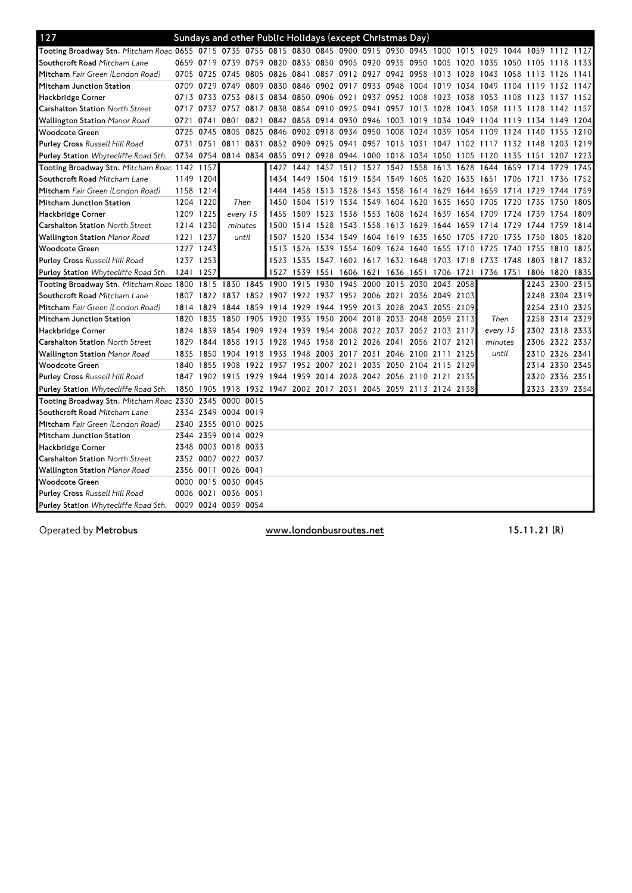## 127 Sundays and other Public Holidays (except Christmas Day)

| | | | | | | | | | | | | | | | | | | |
|---|---|---|---|---|---|---|---|---|---|---|---|---|---|---|---|---|---|---|
| **Tooting Broadway Stn.** *Mitcham Road* | 0655 | 0715 | 0735 | 0755 | 0815 | 0830 | 0845 | 0900 | 0915 | 0930 | 0945 | 1000 | 1015 | 1029 | 1044 | 1059 | 1112 | 1127 |
| **Southcroft Road** *Mitcham Lane* | 0659 | 0719 | 0739 | 0759 | 0820 | 0835 | 0850 | 0905 | 0920 | 0935 | 0950 | 1005 | 1020 | 1035 | 1050 | 1105 | 1118 | 1133 |
| **Mitcham** *Fair Green (London Road)* | 0705 | 0725 | 0745 | 0805 | 0826 | 0841 | 0857 | 0912 | 0927 | 0942 | 0958 | 1013 | 1028 | 1043 | 1058 | 1113 | 1126 | 1141 |
| **Mitcham Junction Station** | 0709 | 0729 | 0749 | 0809 | 0830 | 0846 | 0902 | 0917 | 0933 | 0948 | 1004 | 1019 | 1034 | 1049 | 1104 | 1119 | 1132 | 1147 |
| **Hackbridge Corner** | 0713 | 0733 | 0753 | 0813 | 0834 | 0850 | 0906 | 0921 | 0937 | 0952 | 1008 | 1023 | 1038 | 1053 | 1108 | 1123 | 1137 | 1152 |
| **Carshalton Station** *North Street* | 0717 | 0737 | 0757 | 0817 | 0838 | 0854 | 0910 | 0925 | 0941 | 0957 | 1013 | 1028 | 1043 | 1058 | 1113 | 1128 | 1142 | 1157 |
| **Wallington Station** *Manor Road* | 0721 | 0741 | 0801 | 0821 | 0842 | 0858 | 0914 | 0930 | 0946 | 1003 | 1019 | 1034 | 1049 | 1104 | 1119 | 1134 | 1149 | 1204 |
| **Woodcote Green** | 0725 | 0745 | 0805 | 0825 | 0846 | 0902 | 0918 | 0934 | 0950 | 1008 | 1024 | 1039 | 1054 | 1109 | 1124 | 1140 | 1155 | 1210 |
| **Purley Cross** *Russell Hill Road* | 0731 | 0751 | 0811 | 0831 | 0852 | 0909 | 0925 | 0941 | 0957 | 1015 | 1031 | 1047 | 1102 | 1117 | 1132 | 1148 | 1203 | 1219 |
| **Purley Station** *Whytecliffe Road Sth.* | 0734 | 0754 | 0814 | 0834 | 0855 | 0912 | 0928 | 0944 | 1000 | 1018 | 1034 | 1050 | 1105 | 1120 | 1135 | 1151 | 1207 | 1223 |

| | | | | | | | | | | | | | | | | |
|---|---|---|---|---|---|---|---|---|---|---|---|---|---|---|---|---|
| **Tooting Broadway Stn.** *Mitcham Road* | 1142 | 1157 | | 1427 | 1442 | 1457 | 1512 | 1527 | 1542 | 1558 | 1613 | 1628 | 1644 | 1659 | 1714 | 1729 | 1745 |
| **Southcroft Road** *Mitcham Lane* | 1149 | 1204 | | 1434 | 1449 | 1504 | 1519 | 1534 | 1549 | 1605 | 1620 | 1635 | 1651 | 1706 | 1721 | 1736 | 1752 |
| **Mitcham** *Fair Green (London Road)* | 1158 | 1214 | | 1444 | 1458 | 1513 | 1528 | 1543 | 1558 | 1614 | 1629 | 1644 | 1659 | 1714 | 1729 | 1744 | 1759 |
| **Mitcham Junction Station** | 1204 | 1220 | Then | 1450 | 1504 | 1519 | 1534 | 1549 | 1604 | 1620 | 1635 | 1650 | 1705 | 1720 | 1735 | 1750 | 1805 |
| **Hackbridge Corner** | 1209 | 1225 | every 15 | 1455 | 1509 | 1523 | 1538 | 1553 | 1608 | 1624 | 1639 | 1654 | 1709 | 1724 | 1739 | 1754 | 1809 |
| **Carshalton Station** *North Street* | 1214 | 1230 | minutes | 1500 | 1514 | 1528 | 1543 | 1558 | 1613 | 1629 | 1644 | 1659 | 1714 | 1729 | 1744 | 1759 | 1814 |
| **Wallington Station** *Manor Road* | 1221 | 1237 | until | 1507 | 1520 | 1534 | 1549 | 1604 | 1619 | 1635 | 1650 | 1705 | 1720 | 1735 | 1750 | 1805 | 1820 |
| **Woodcote Green** | 1227 | 1243 | | 1513 | 1526 | 1539 | 1554 | 1609 | 1624 | 1640 | 1655 | 1710 | 1725 | 1740 | 1755 | 1810 | 1825 |
| **Purley Cross** *Russell Hill Road* | 1237 | 1253 | | 1523 | 1535 | 1547 | 1602 | 1617 | 1632 | 1648 | 1703 | 1718 | 1733 | 1748 | 1803 | 1817 | 1832 |
| **Purley Station** *Whytecliffe Road Sth.* | 1241 | 1257 | | 1527 | 1539 | 1551 | 1606 | 1621 | 1636 | 1651 | 1706 | 1721 | 1736 | 1751 | 1806 | 1820 | 1835 |

| | | | | | | | | | | | | | | | | |
|---|---|---|---|---|---|---|---|---|---|---|---|---|---|---|---|---|
| **Tooting Broadway Stn.** *Mitcham Road* | 1800 | 1815 | 1830 | 1845 | 1900 | 1915 | 1930 | 1945 | 2000 | 2015 | 2030 | 2043 | 2058 | | 2243 | 2300 | 2315 |
| **Southcroft Road** *Mitcham Lane* | 1807 | 1822 | 1837 | 1852 | 1907 | 1922 | 1937 | 1952 | 2006 | 2021 | 2036 | 2049 | 2103 | | 2248 | 2304 | 2319 |
| **Mitcham** *Fair Green (London Road)* | 1814 | 1829 | 1844 | 1859 | 1914 | 1929 | 1944 | 1959 | 2013 | 2028 | 2043 | 2055 | 2109 | | 2254 | 2310 | 2325 |
| **Mitcham Junction Station** | 1820 | 1835 | 1850 | 1905 | 1920 | 1935 | 1950 | 2004 | 2018 | 2033 | 2048 | 2059 | 2113 | Then | 2258 | 2314 | 2329 |
| **Hackbridge Corner** | 1824 | 1839 | 1854 | 1909 | 1924 | 1939 | 1954 | 2008 | 2022 | 2037 | 2052 | 2103 | 2117 | every 15 | 2302 | 2318 | 2333 |
| **Carshalton Station** *North Street* | 1829 | 1844 | 1858 | 1913 | 1928 | 1943 | 1958 | 2012 | 2026 | 2041 | 2056 | 2107 | 2121 | minutes | 2306 | 2322 | 2337 |
| **Wallington Station** *Manor Road* | 1835 | 1850 | 1904 | 1918 | 1933 | 1948 | 2003 | 2017 | 2031 | 2046 | 2100 | 2111 | 2125 | until | 2310 | 2326 | 2341 |
| **Woodcote Green** | 1840 | 1855 | 1908 | 1922 | 1937 | 1952 | 2007 | 2021 | 2035 | 2050 | 2104 | 2115 | 2129 | | 2314 | 2330 | 2345 |
| **Purley Cross** *Russell Hill Road* | 1847 | 1902 | 1915 | 1929 | 1944 | 1959 | 2014 | 2028 | 2042 | 2056 | 2110 | 2121 | 2135 | | 2320 | 2336 | 2351 |
| **Purley Station** *Whytecliffe Road Sth.* | 1850 | 1905 | 1918 | 1932 | 1947 | 2002 | 2017 | 2031 | 2045 | 2059 | 2113 | 2124 | 2138 | | 2323 | 2339 | 2354 |

| | | | | |
|---|---|---|---|---|
| **Tooting Broadway Stn.** *Mitcham Road* | 2330 | 2345 | 0000 | 0015 |
| **Southcroft Road** *Mitcham Lane* | 2334 | 2349 | 0004 | 0019 |
| **Mitcham** *Fair Green (London Road)* | 2340 | 2355 | 0010 | 0025 |
| **Mitcham Junction Station** | 2344 | 2359 | 0014 | 0029 |
| **Hackbridge Corner** | 2348 | 0003 | 0018 | 0033 |
| **Carshalton Station** *North Street* | 2352 | 0007 | 0022 | 0037 |
| **Wallington Station** *Manor Road* | 2356 | 0011 | 0026 | 0041 |
| **Woodcote Green** | 0000 | 0015 | 0030 | 0045 |
| **Purley Cross** *Russell Hill Road* | 0006 | 0021 | 0036 | 0051 |
| **Purley Station** *Whytecliffe Road Sth.* | 0009 | 0024 | 0039 | 0054 |

Operated by **Metrobus** www.londonbusroutes.net 15.11.21 (R)